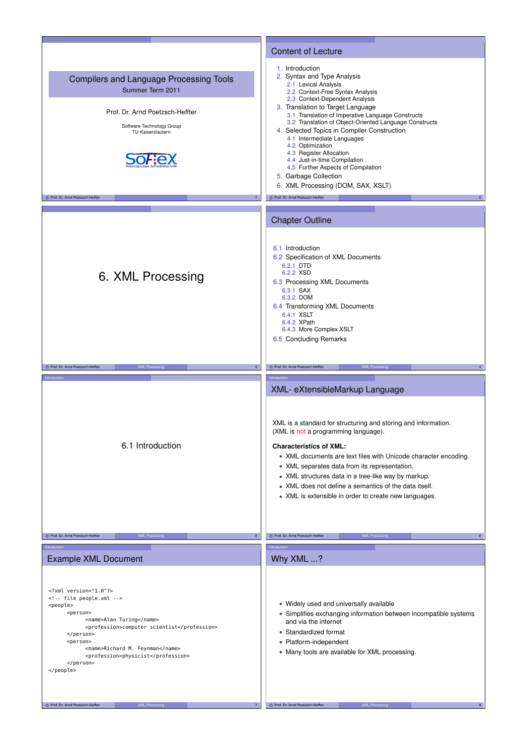# Compilers and Language Processing Tools

Summer Term 2011

Prof. Dr. Arnd Poetzsch-Heffter

Software Technology Group
TU Kaiserslautern

SoFTeX
Arbeitsgruppe Softwaretechnik

## Content of Lecture

1. Introduction
2. Syntax and Type Analysis
   - 2.1 Lexical Analysis
   - 2.2 Context-Free Syntax Analysis
   - 2.3 Context-Dependent Analysis
3. Translation to Target Language
   - 3.1 Translation of Imperative Language Constructs
   - 3.2 Translation of Object-Oriented Language Constructs
4. Selected Topics in Compiler Construction
   - 4.1 Intermediate Languages
   - 4.2 Optimization
   - 4.3 Register Allocation
   - 4.4 Just-in-time Compilation
   - 4.5 Further Aspects of Compilation
5. Garbage Collection
6. XML Processing (DOM, SAX, XSLT)

# 6. XML Processing

## Chapter Outline

- 6.1 Introduction
- 6.2 Specification of XML Documents
  - 6.2.1 DTD
  - 6.2.2 XSD
- 6.3 Processing XML Documents
  - 6.3.1 SAX
  - 6.3.2 DOM
- 6.4 Transforming XML Documents
  - 6.4.1 XSLT
  - 6.4.2 XPath
  - 6.4.3 More Complex XSLT
- 6.5 Concluding Remarks

## 6.1 Introduction

## XML- eXtensibleMarkup Language

XML is a standard for structuring and storing and information.
(XML is not a programming language).

**Characteristics of XML:**

- XML documents are text files with Unicode character encoding.
- XML separates data from its representation.
- XML structures data in a tree-like way by markup.
- XML does not define a semantics of the data itself.
- XML is extensible in order to create new languages.

## Example XML Document

```
<?xml version="1.0"?>
<!-- file people.xml -->
<people>
      <person>
            <name>Alan Turing</name>
            <profession>computer scientist</profession>
      </person>
      <person>
            <name>Richard M. Feynman</name>
            <profession>physicist</profession>
      </person>
</people>
```

## Why XML ...?

- Widely used and universally available
- Simplifies exchanging information between incompatible systems and via the internet
- Standardized format
- Platform-independent
- Many tools are available for XML processing.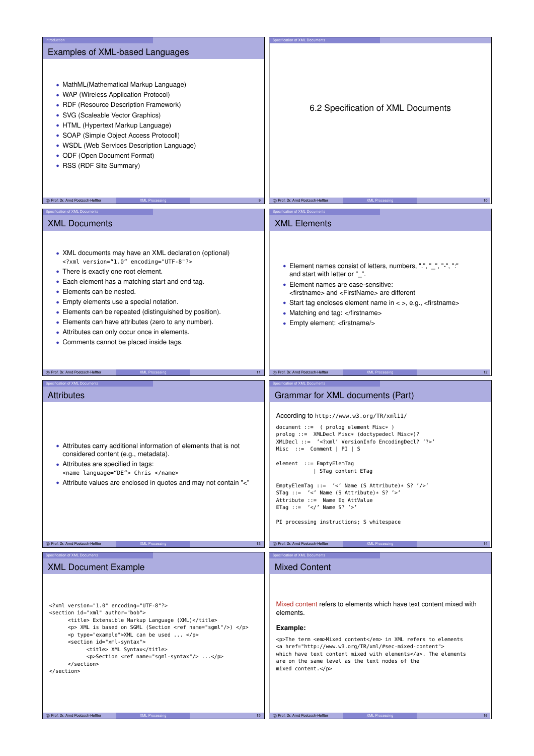## Examples of XML-based Languages

- MathML(Mathematical Markup Language)
- WAP (Wireless Application Protocol)
- RDF (Resource Description Framework)
- SVG (Scaleable Vector Graphics)
- HTML (Hypertext Markup Language)
- SOAP (Simple Object Access Protocoll)
- WSDL (Web Services Description Language)
- ODF (Open Document Format)
- RSS (RDF Site Summary)

# 6.2 Specification of XML Documents

## XML Documents

- XML documents may have an XML declaration (optional)
  `<?xml version="1.0" encoding="UTF-8"?>`
- There is exactly one root element.
- Each element has a matching start and end tag.
- Elements can be nested.
- Empty elements use a special notation.
- Elements can be repeated (distinguished by position).
- Elements can have attributes (zero to any number).
- Attributes can only occur once in elements.
- Comments cannot be placed inside tags.

## XML Elements

- Element names consist of letters, numbers, ".", "_", "-", ":" and start with letter or "_".
- Element names are case-sensitive: <firstname> and <FirstName> are different
- Start tag encloses element name in < >, e.g., <firstname>
- Matching end tag: </firstname>
- Empty element: <firstname/>

## Attributes

- Attributes carry additional information of elements that is not considered content (e.g., metadata).
- Attributes are specified in tags:
  `<name language="DE"> Chris </name>`
- Attribute values are enclosed in quotes and may not contain "<"

## Grammar for XML documents (Part)

According to http://www.w3.org/TR/xml11/

```
document ::=  ( prolog element Misc* )
prolog ::=  XMLDecl Misc* (doctypedecl Misc*)?
XMLDecl ::=  '<?xml' VersionInfo EncodingDecl? '?>'
Misc  ::=  Comment | PI | S

element  ::= EmptyElemTag
           | STag content ETag

EmptyElemTag ::=  '<' Name (S Attribute)* S? '/>'
STag ::=  '<' Name (S Attribute)* S? '>'
Attribute ::=  Name Eq AttValue
ETag ::=  '</' Name S? '>'

PI processing instructions; S whitespace
```

## XML Document Example

```
<?xml version="1.0" encoding="UTF-8"?>
<section id="xml" author="bob">
      <title> Extensible Markup Language (XML)</title>
      <p> XML is based on SGML (Section <ref name="sgml"/>) </p>
      <p type="example">XML can be used ... </p>
      <section id="xml-syntax">
            <title> XML Syntax</title>
            <p>Section <ref name="sgml-syntax"/> ...</p>
      </section>
</section>
```

## Mixed Content

Mixed content refers to elements which have text content mixed with elements.

**Example:**

```
<p>The term <em>Mixed content</em> in XML refers to elements
<a href="http://www.w3.org/TR/xml/#sec-mixed-content">
which have text content mixed with elements</a>. The elements
are on the same level as the text nodes of the
mixed content.</p>
```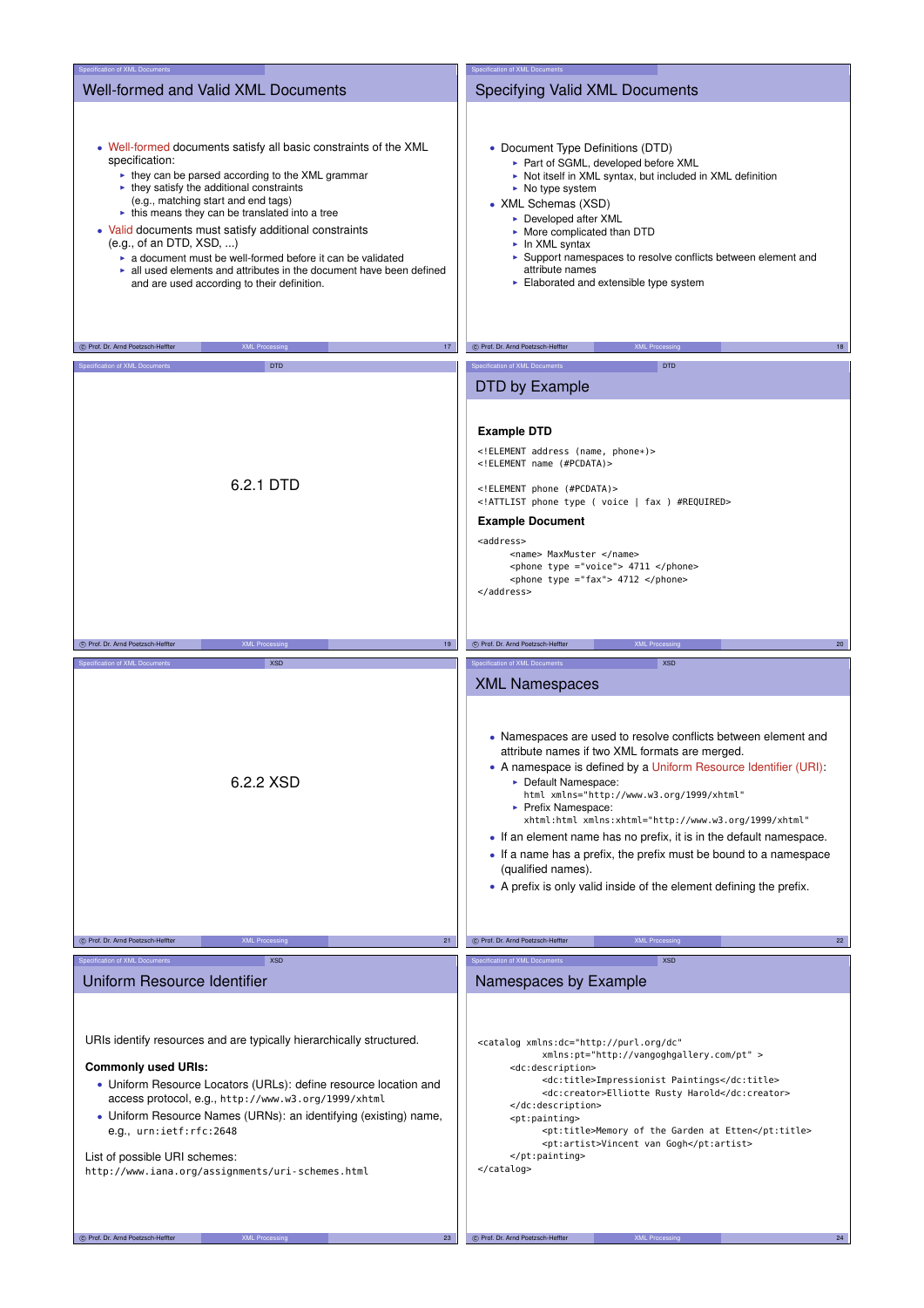## Well-formed and Valid XML Documents

- Well-formed documents satisfy all basic constraints of the XML specification:
  - they can be parsed according to the XML grammar
  - they satisfy the additional constraints (e.g., matching start and end tags)
  - this means they can be translated into a tree
- Valid documents must satisfy additional constraints (e.g., of an DTD, XSD, ...)
  - a document must be well-formed before it can be validated
  - all used elements and attributes in the document have been defined and are used according to their definition.

## Specifying Valid XML Documents

- Document Type Definitions (DTD)
  - Part of SGML, developed before XML
  - Not itself in XML syntax, but included in XML definition
  - No type system
- XML Schemas (XSD)
  - Developed after XML
  - More complicated than DTD
  - In XML syntax
  - Support namespaces to resolve conflicts between element and attribute names
  - Elaborated and extensible type system

# 6.2.1 DTD

## DTD by Example

**Example DTD**

```
<!ELEMENT address (name, phone*)>
<!ELEMENT name (#PCDATA)>

<!ELEMENT phone (#PCDATA)>
<!ATTLIST phone type ( voice | fax ) #REQUIRED>
```

**Example Document**

```
<address>
      <name> MaxMuster </name>
      <phone type ="voice"> 4711 </phone>
      <phone type ="fax"> 4712 </phone>
</address>
```

# 6.2.2 XSD

## XML Namespaces

- Namespaces are used to resolve conflicts between element and attribute names if two XML formats are merged.
- A namespace is defined by a Uniform Resource Identifier (URI):
  - Default Namespace:
    `html xmlns="http://www.w3.org/1999/xhtml"`
  - Prefix Namespace:
    `xhtml:html xmlns:xhtml="http://www.w3.org/1999/xhtml"`
- If an element name has no prefix, it is in the default namespace.
- If a name has a prefix, the prefix must be bound to a namespace (qualified names).
- A prefix is only valid inside of the element defining the prefix.

## Uniform Resource Identifier

URIs identify resources and are typically hierarchically structured.

**Commonly used URIs:**

- Uniform Resource Locators (URLs): define resource location and access protocol, e.g., `http://www.w3.org/1999/xhtml`
- Uniform Resource Names (URNs): an identifying (existing) name, e.g., `urn:ietf:rfc:2648`

List of possible URI schemes:
`http://www.iana.org/assignments/uri-schemes.html`

## Namespaces by Example

```
<catalog xmlns:dc="http://purl.org/dc"
         xmlns:pt="http://vangoghgallery.com/pt" >
      <dc:description>
            <dc:title>Impressionist Paintings</dc:title>
            <dc:creator>Elliotte Rusty Harold</dc:creator>
      </dc:description>
      <pt:painting>
            <pt:title>Memory of the Garden at Etten</pt:title>
            <pt:artist>Vincent van Gogh</pt:artist>
      </pt:painting>
</catalog>
```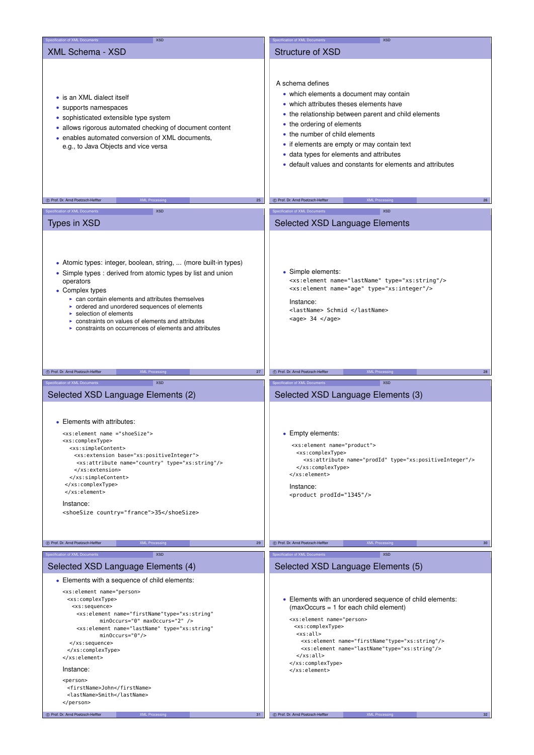## XML Schema - XSD

- is an XML dialect itself
- supports namespaces
- sophisticated extensible type system
- allows rigorous automated checking of document content
- enables automated conversion of XML documents, e.g., to Java Objects and vice versa

## Structure of XSD

A schema defines

- which elements a document may contain
- which attributes theses elements have
- the relationship between parent and child elements
- the ordering of elements
- the number of child elements
- if elements are empty or may contain text
- data types for elements and attributes
- default values and constants for elements and attributes

## Types in XSD

- Atomic types: integer, boolean, string, ... (more built-in types)
- Simple types : derived from atomic types by list and union operators
- Complex types
  - can contain elements and attributes themselves
  - ordered and unordered sequences of elements
  - selection of elements
  - constraints on values of elements and attributes
  - constraints on occurrences of elements and attributes

## Selected XSD Language Elements

- Simple elements:

```
<xs:element name="lastName" type="xs:string"/>
<xs:element name="age" type="xs:integer"/>
```

Instance:

```
<lastName> Schmid </lastName>
<age> 34 </age>
```

## Selected XSD Language Elements (2)

- Elements with attributes:

```
<xs:element name ="shoeSize">
<xs:complexType>
  <xs:simpleContent>
    <xs:extension base="xs:positiveInteger">
     <xs:attribute name="country" type="xs:string"/>
    </xs:extension>
  </xs:simpleContent>
 </xs:complexType>
 </xs:element>
```

Instance:

```
<shoeSize country="france">35</shoeSize>
```

## Selected XSD Language Elements (3)

- Empty elements:

```
 <xs:element name="product">
  <xs:complexType>
     <xs:attribute name="prodId" type="xs:positiveInteger"/>
  </xs:complexType>
</xs:element>
```

Instance:

```
<product prodId="1345"/>
```

## Selected XSD Language Elements (4)

- Elements with a sequence of child elements:

```
<xs:element name="person">
 <xs:complexType>
  <xs:sequence>
    <xs:element name="firstName"type="xs:string"
              minOccurs="0" maxOccurs="2" />
    <xs:element name="lastName" type="xs:string"
              minOccurs="0"/>
  </xs:sequence>
 </xs:complexType>
</xs:element>
```

Instance:

```
<person>
  <firstName>John</firstName>
  <lastName>Smith</lastName>
</person>
```

## Selected XSD Language Elements (5)

- Elements with an unordered sequence of child elements: (maxOccurs = 1 for each child element)

```
<xs:element name="person">
 <xs:complexType>
  <xs:all>
    <xs:element name="firstName"type="xs:string"/>
    <xs:element name="lastName"type="xs:string"/>
  </xs:all>
</xs:complexType>
</xs:element>
```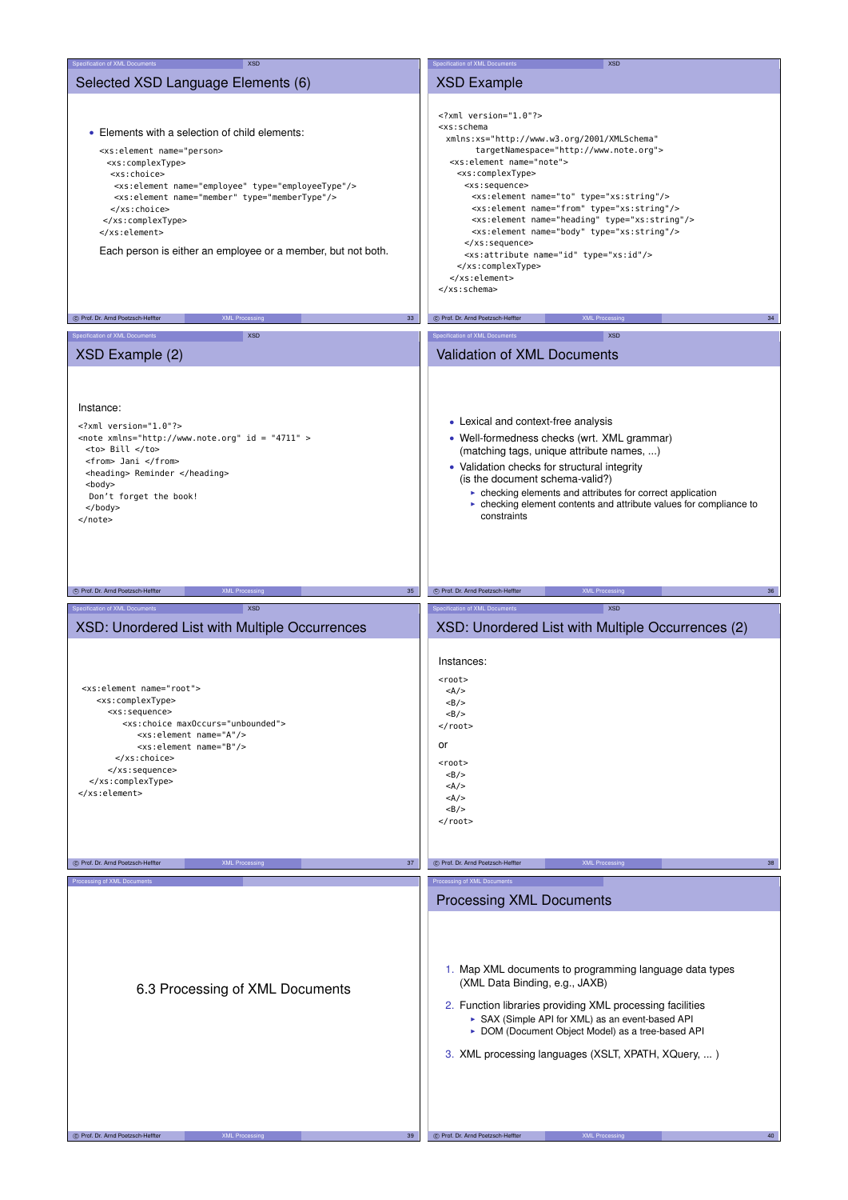## Selected XSD Language Elements (6)

- Elements with a selection of child elements:

```
<xs:element name="person">
  <xs:complexType>
   <xs:choice>
    <xs:element name="employee" type="employeeType"/>
    <xs:element name="member" type="memberType"/>
   </xs:choice>
 </xs:complexType>
</xs:element>
```

Each person is either an employee or a member, but not both.

## XSD Example

```
<?xml version="1.0"?>
<xs:schema
  xmlns:xs="http://www.w3.org/2001/XMLSchema"
       targetNamespace="http://www.note.org">
 <xs:element name="note">
  <xs:complexType>
   <xs:sequence>
     <xs:element name="to" type="xs:string"/>
     <xs:element name="from" type="xs:string"/>
     <xs:element name="heading" type="xs:string"/>
     <xs:element name="body" type="xs:string"/>
   </xs:sequence>
   <xs:attribute name="id" type="xs:id"/>
  </xs:complexType>
 </xs:element>
</xs:schema>
```

## XSD Example (2)

Instance:

```
<?xml version="1.0"?>
<note xmlns="http://www.note.org" id = "4711" >
 <to> Bill </to>
 <from> Jani </from>
 <heading> Reminder </heading>
 <body>
  Don't forget the book!
 </body>
</note>
```

## Validation of XML Documents

- Lexical and context-free analysis
- Well-formedness checks (wrt. XML grammar) (matching tags, unique attribute names, ...)
- Validation checks for structural integrity (is the document schema-valid?)
  - checking elements and attributes for correct application
  - checking element contents and attribute values for compliance to constraints

## XSD: Unordered List with Multiple Occurrences

```
<xs:element name="root">
   <xs:complexType>
      <xs:sequence>
         <xs:choice maxOccurs="unbounded">
            <xs:element name="A"/>
            <xs:element name="B"/>
       </xs:choice>
      </xs:sequence>
  </xs:complexType>
</xs:element>
```

## XSD: Unordered List with Multiple Occurrences (2)

Instances:

```
<root>
  <A/>
  <B/>
  <B/>
</root>
```

or

```
<root>
  <B/>
  <A/>
  <A/>
  <B/>
</root>
```

# 6.3 Processing of XML Documents

## Processing XML Documents

1. Map XML documents to programming language data types (XML Data Binding, e.g., JAXB)
2. Function libraries providing XML processing facilities
   - SAX (Simple API for XML) as an event-based API
   - DOM (Document Object Model) as a tree-based API
3. XML processing languages (XSLT, XPATH, XQuery, ... )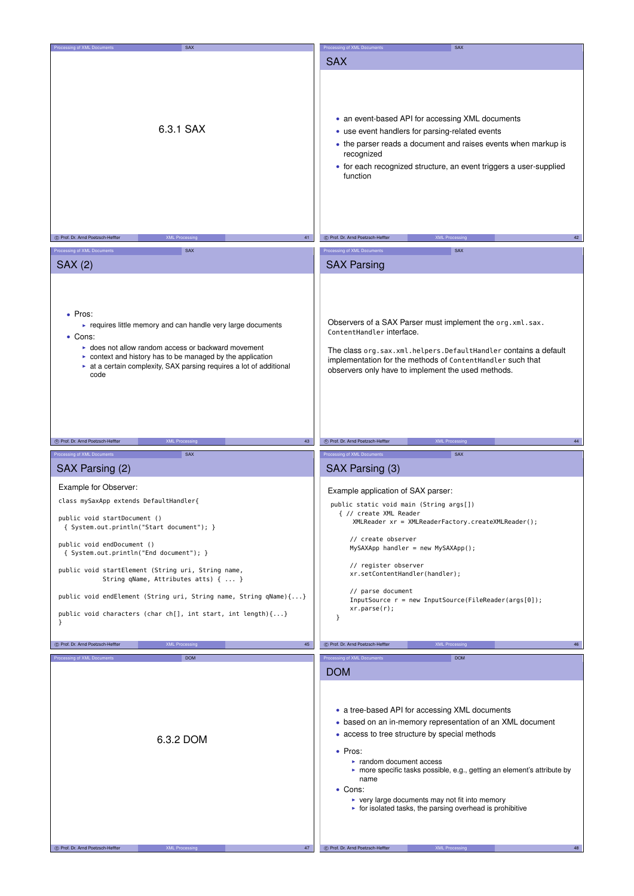# 6.3.1 SAX

## SAX

- an event-based API for accessing XML documents
- use event handlers for parsing-related events
- the parser reads a document and raises events when markup is recognized
- for each recognized structure, an event triggers a user-supplied function

## SAX (2)

- Pros:
  - requires little memory and can handle very large documents
- Cons:
  - does not allow random access or backward movement
  - context and history has to be managed by the application
  - at a certain complexity, SAX parsing requires a lot of additional code

## SAX Parsing

Observers of a SAX Parser must implement the `org.xml.sax.ContentHandler` interface.

The class `org.sax.xml.helpers.DefaultHandler` contains a default implementation for the methods of `ContentHandler` such that observers only have to implement the used methods.

## SAX Parsing (2)

Example for Observer:

```
class mySaxApp extends DefaultHandler{

public void startDocument ()
  { System.out.println("Start document"); }

public void endDocument ()
  { System.out.println("End document"); }

public void startElement (String uri, String name,
           String qName, Attributes atts) { ... }

public void endElement (String uri, String name, String qName){...}

public void characters (char ch[], int start, int length){...}
}
```

## SAX Parsing (3)

Example application of SAX parser:

```
public static void main (String args[])
  { // create XML Reader
     XMLReader xr = XMLReaderFactory.createXMLReader();

     // create observer
     MySAXApp handler = new MySAXApp();

     // register observer
     xr.setContentHandler(handler);

     // parse document
     InputSource r = new InputSource(FileReader(args[0]);
     xr.parse(r);
  }
```

# 6.3.2 DOM

## DOM

- a tree-based API for accessing XML documents
- based on an in-memory representation of an XML document
- access to tree structure by special methods
- Pros:
  - random document access
  - more specific tasks possible, e.g., getting an element's attribute by name
- Cons:
  - very large documents may not fit into memory
  - for isolated tasks, the parsing overhead is prohibitive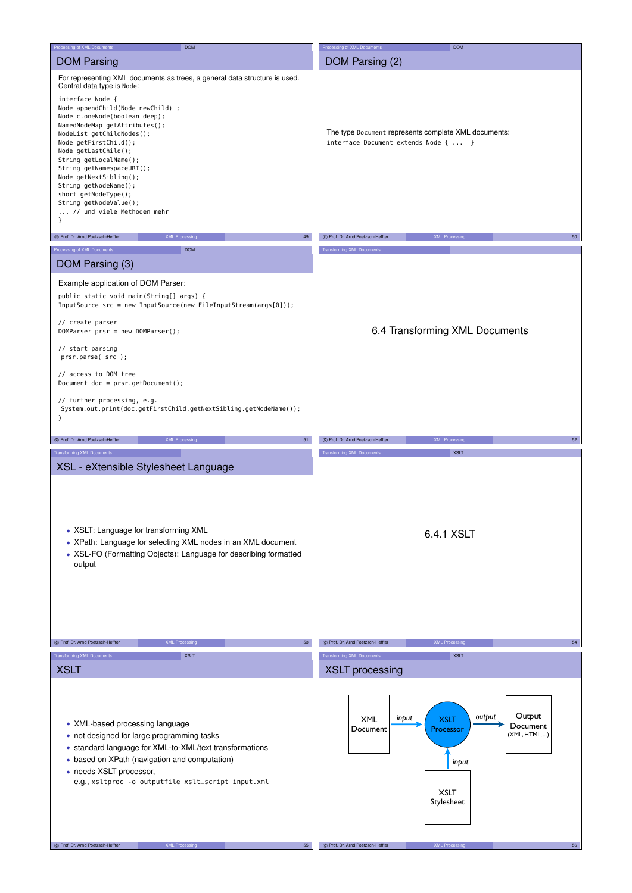## DOM Parsing

For representing XML documents as trees, a general data structure is used. Central data type is `Node`:

```
interface Node {
Node appendChild(Node newChild) ;
Node cloneNode(boolean deep);
NamedNodeMap getAttributes();
NodeList getChildNodes();
Node getFirstChild();
Node getLastChild();
String getLocalName();
String getNamespaceURI();
Node getNextSibling();
String getNodeName();
short getNodeType();
String getNodeValue();
... // und viele Methoden mehr
}
```

## DOM Parsing (2)

The type `Document` represents complete XML documents:

```
interface Document extends Node { ... }
```

## DOM Parsing (3)

Example application of DOM Parser:

```
public static void main(String[] args) {
InputSource src = new InputSource(new FileInputStream(args[0]));

// create parser
DOMParser prsr = new DOMParser();

// start parsing
 prsr.parse( src );

// access to DOM tree
Document doc = prsr.getDocument();

// further processing, e.g.
 System.out.print(doc.getFirstChild.getNextSibling.getNodeName());
}
```

# 6.4 Transforming XML Documents

## XSL - eXtensible Stylesheet Language

- XSLT: Language for transforming XML
- XPath: Language for selecting XML nodes in an XML document
- XSL-FO (Formatting Objects): Language for describing formatted output

## 6.4.1 XSLT

## XSLT

- XML-based processing language
- not designed for large programming tasks
- standard language for XML-to-XML/text transformations
- based on XPath (navigation and computation)
- needs XSLT processor,
  e.g., `xsltproc -o outputfile xslt_script input.xml`

## XSLT processing

XML Document —*input*→ XSLT Processor —*output*→ Output Document (XML, HTML, ...)

XSLT Stylesheet —*input*→ XSLT Processor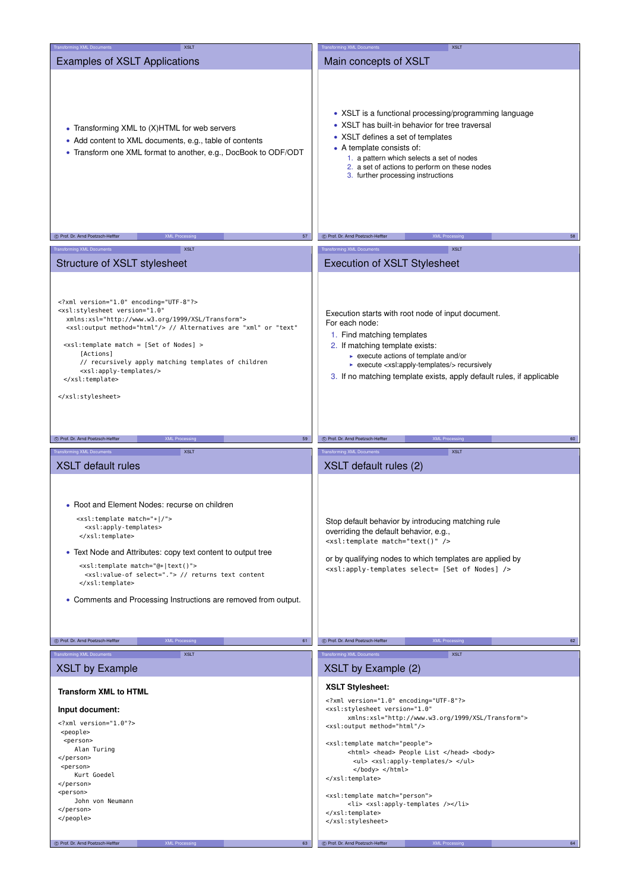## Examples of XSLT Applications

- Transforming XML to (X)HTML for web servers
- Add content to XML documents, e.g., table of contents
- Transform one XML format to another, e.g., DocBook to ODF/ODT

## Main concepts of XSLT

- XSLT is a functional processing/programming language
- XSLT has built-in behavior for tree traversal
- XSLT defines a set of templates
- A template consists of:
  1. a pattern which selects a set of nodes
  2. a set of actions to perform on these nodes
  3. further processing instructions

## Structure of XSLT stylesheet

```
<?xml version="1.0" encoding="UTF-8"?>
<xsl:stylesheet version="1.0"
  xmlns:xsl="http://www.w3.org/1999/XSL/Transform">
  <xsl:output method="html"/> // Alternatives are "xml" or "text"

  <xsl:template match = [Set of Nodes] >
      [Actions]
      // recursively apply matching templates of children
      <xsl:apply-templates/>
  </xsl:template>

</xsl:stylesheet>
```

## Execution of XSLT Stylesheet

Execution starts with root node of input document.
For each node:

1. Find matching templates
2. If matching template exists:
   - execute actions of template and/or
   - execute <xsl:apply-templates/> recursively
3. If no matching template exists, apply default rules, if applicable

## XSLT default rules

- Root and Element Nodes: recurse on children

```
<xsl:template match="*|/">
  <xsl:apply-templates>
</xsl:template>
```

- Text Node and Attributes: copy text content to output tree

```
<xsl:template match="@*|text()">
  <xsl:value-of select="."> // returns text content
</xsl:template>
```

- Comments and Processing Instructions are removed from output.

## XSLT default rules (2)

Stop default behavior by introducing matching rule overriding the default behavior, e.g.,
`<xsl:template match="text()" />`

or by qualifying nodes to which templates are applied by
`<xsl:apply-templates select= [Set of Nodes] />`

## XSLT by Example

**Transform XML to HTML**

**Input document:**

```
<?xml version="1.0"?>
 <people>
  <person>
     Alan Turing
</person>
 <person>
     Kurt Goedel
</person>
<person>
     John von Neumann
</person>
</people>
```

## XSLT by Example (2)

**XSLT Stylesheet:**

```
<?xml version="1.0" encoding="UTF-8"?>
<xsl:stylesheet version="1.0"
      xmlns:xsl="http://www.w3.org/1999/XSL/Transform">
<xsl:output method="html"/>

<xsl:template match="people">
      <html> <head> People List </head> <body>
        <ul> <xsl:apply-templates/> </ul>
        </body> </html>
</xsl:template>

<xsl:template match="person">
      <li> <xsl:apply-templates /></li>
</xsl:template>
</xsl:stylesheet>
```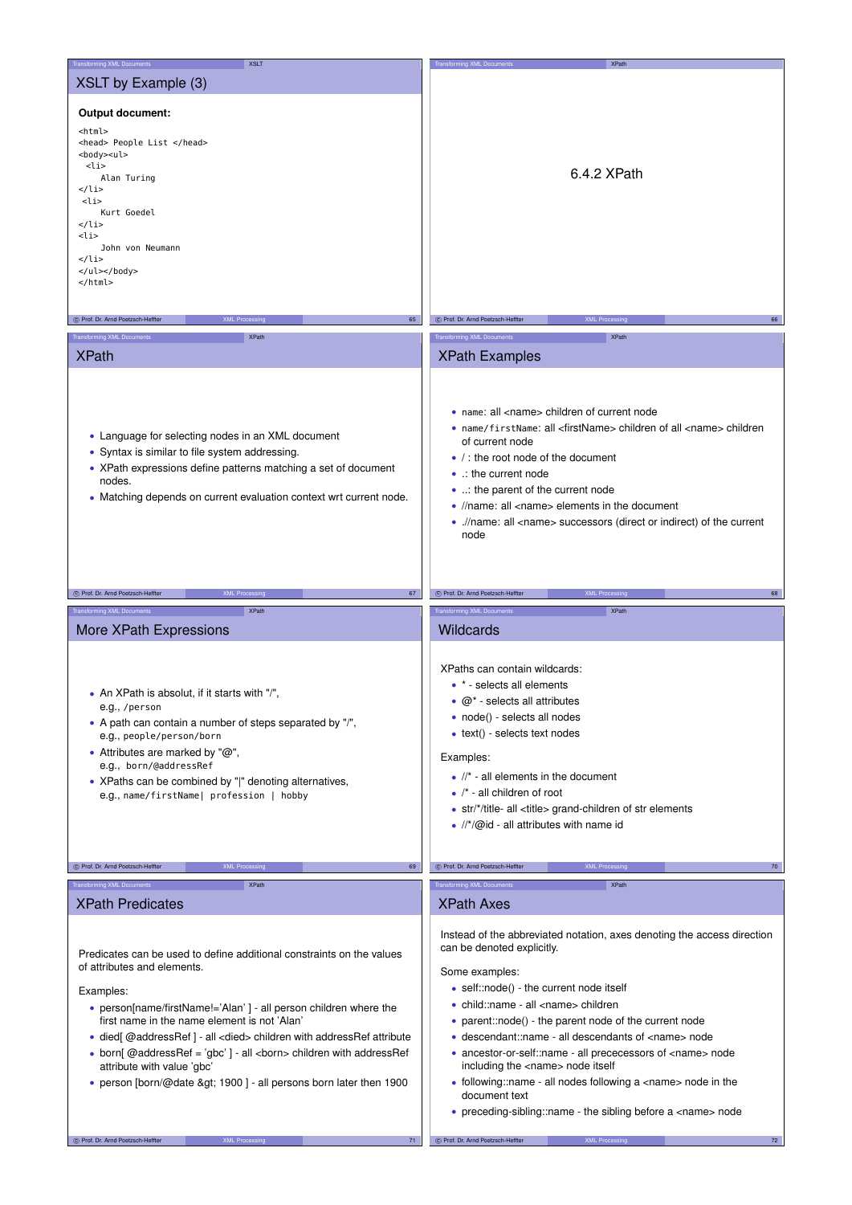## XSLT by Example (3)

**Output document:**

```
<html>
<head> People List </head>
<body><ul>
  <li>
     Alan Turing
</li>
 <li>
     Kurt Goedel
</li>
<li>
     John von Neumann
</li>
</ul></body>
</html>
```

## 6.4.2 XPath

## XPath

- Language for selecting nodes in an XML document
- Syntax is similar to file system addressing.
- XPath expressions define patterns matching a set of document nodes.
- Matching depends on current evaluation context wrt current node.

## XPath Examples

- `name`: all <name> children of current node
- `name/firstName`: all <firstName> children of all <name> children of current node
- / : the root node of the document
- .: the current node
- ..: the parent of the current node
- //name: all <name> elements in the document
- .//name: all <name> successors (direct or indirect) of the current node

## More XPath Expressions

- An XPath is absolut, if it starts with "/", e.g., `/person`
- A path can contain a number of steps separated by "/", e.g., `people/person/born`
- Attributes are marked by "@", e.g., `born/@addressRef`
- XPaths can be combined by "|" denoting alternatives, e.g., `name/firstName| profession | hobby`

## Wildcards

XPaths can contain wildcards:

- * - selects all elements
- @* - selects all attributes
- node() - selects all nodes
- text() - selects text nodes

Examples:

- //* - all elements in the document
- /* - all children of root
- str/*/title- all <title> grand-children of str elements
- //*/@id - all attributes with name id

## XPath Predicates

Predicates can be used to define additional constraints on the values of attributes and elements.

Examples:

- person[name/firstName!='Alan' ] - all person children where the first name in the name element is not 'Alan'
- died[ @addressRef ] - all <died> children with addressRef attribute
- born[ @addressRef = 'gbc' ] - all <born> children with addressRef attribute with value 'gbc'
- person [born/@date &gt; 1900 ] - all persons born later then 1900

## XPath Axes

Instead of the abbreviated notation, axes denoting the access direction can be denoted explicitly.

Some examples:

- self::node() - the current node itself
- child::name - all <name> children
- parent::node() - the parent node of the current node
- descendant::name - all descendants of <name> node
- ancestor-or-self::name - all prececessors of <name> node including the <name> node itself
- following::name - all nodes following a <name> node in the document text
- preceding-sibling::name - the sibling before a <name> node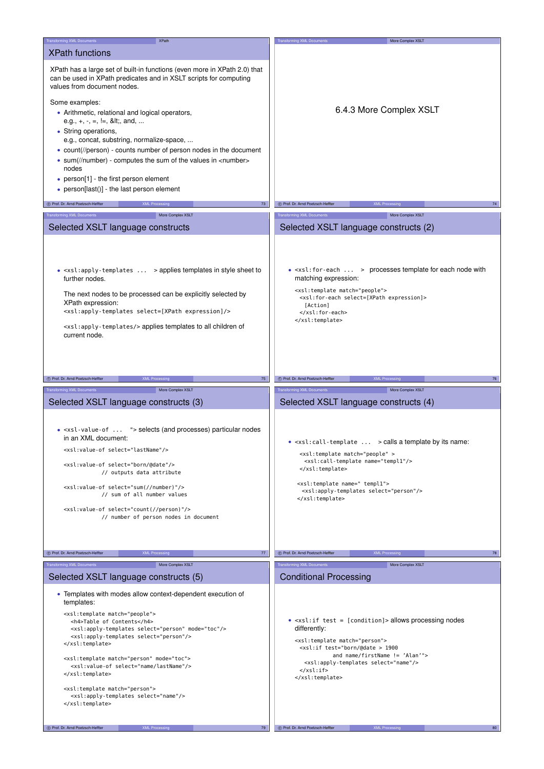## XPath functions

XPath has a large set of built-in functions (even more in XPath 2.0) that can be used in XPath predicates and in XSLT scripts for computing values from document nodes.

Some examples:

- Arithmetic, relational and logical operators, e.g., +, -, =, !=, &lt;, and, ...
- String operations, e.g., concat, substring, normalize-space, ...
- count(//person) - counts number of person nodes in the document
- sum(//number) - computes the sum of the values in <number> nodes
- person[1] - the first person element
- person[last()] - the last person element

## 6.4.3 More Complex XSLT

## Selected XSLT language constructs

- `<xsl:apply-templates ... >` applies templates in style sheet to further nodes.

  The next nodes to be processed can be explicitly selected by XPath expression:
  `<xsl:apply-templates select=[XPath expression]/>`

  `<xsl:apply-templates/>` applies templates to all children of current node.

## Selected XSLT language constructs (2)

- `<xsl:for-each ... >` processes template for each node with matching expression:

```
<xsl:template match="people">
  <xsl:for-each select=[XPath expression]>
    [Action]
  </xsl:for-each>
</xsl:template>
```

## Selected XSLT language constructs (3)

- `<xsl-value-of ... ">` selects (and processes) particular nodes in an XML document:

```
<xsl:value-of select="lastName"/>

<xsl:value-of select="born/@date"/>
        // outputs data attribute

<xsl:value-of select="sum(//number)"/>
        // sum of all number values

<xsl:value-of select="count(//person)"/>
        // number of person nodes in document
```

## Selected XSLT language constructs (4)

- `<xsl:call-template ... >` calls a template by its name:

```
<xsl:template match="people" >
  <xsl:call-template name="templ1"/>
</xsl:template>

<xsl:template name=" templ1">
  <xsl:apply-templates select="person"/>
</xsl:template>
```

## Selected XSLT language constructs (5)

- Templates with modes allow context-dependent execution of templates:

```
<xsl:template match="people">
   <h4>Table of Contents</h4>
   <xsl:apply-templates select="person" mode="toc"/>
   <xsl:apply-templates select="person"/>
</xsl:template>

<xsl:template match="person" mode="toc">
   <xsl:value-of select="name/lastName"/>
</xsl:template>

<xsl:template match="person">
   <xsl:apply-templates select="name"/>
</xsl:template>
```

## Conditional Processing

- `<xsl:if test = [condition]>` allows processing nodes differently:

```
<xsl:template match="person">
  <xsl:if test="born/@date > 1900
          and name/firstName != 'Alan'">
    <xsl:apply-templates select="name"/>
  </xsl:if>
</xsl:template>
```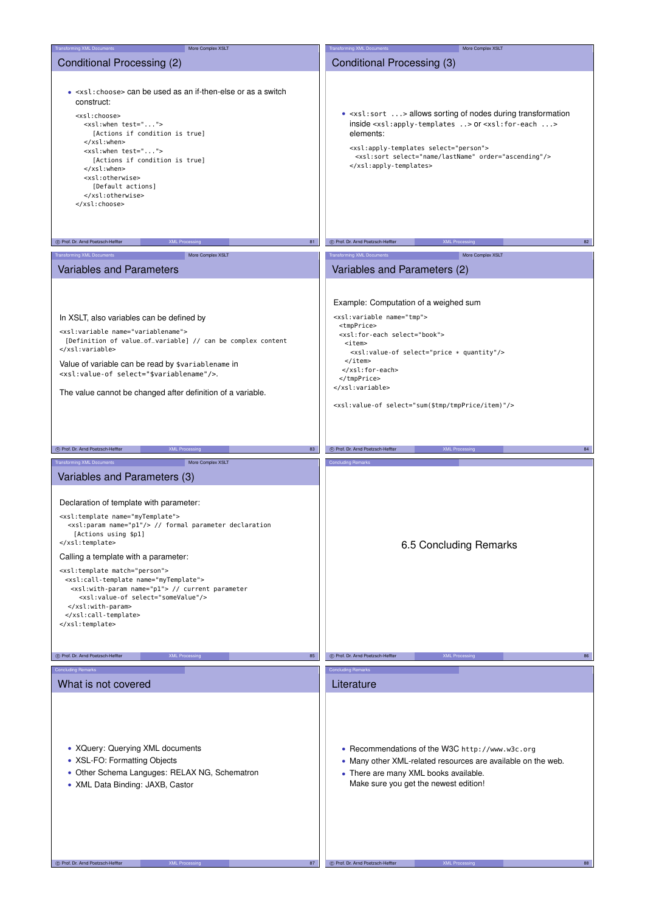## Conditional Processing (2)

- `<xsl:choose>` can be used as an if-then-else or as a switch construct:

```
<xsl:choose>
  <xsl:when test="...">
    [Actions if condition is true]
  </xsl:when>
  <xsl:when test="...">
    [Actions if condition is true]
  </xsl:when>
  <xsl:otherwise>
    [Default actions]
  </xsl:otherwise>
</xsl:choose>
```

## Conditional Processing (3)

- `<xsl:sort ...>` allows sorting of nodes during transformation inside `<xsl:apply-templates ..>` or `<xsl:for-each ...>` elements:

```
<xsl:apply-templates select="person">
  <xsl:sort select="name/lastName" order="ascending"/>
</xsl:apply-templates>
```

## Variables and Parameters

In XSLT, also variables can be defined by

```
<xsl:variable name="variablename">
  [Definition of value_of_variable] // can be complex content
</xsl:variable>
```

Value of variable can be read by `$variablename` in `<xsl:value-of select="$variablename"/>`.

The value cannot be changed after definition of a variable.

## Variables and Parameters (2)

Example: Computation of a weighed sum

```
<xsl:variable name="tmp">
  <tmpPrice>
  <xsl:for-each select="book">
    <item>
      <xsl:value-of select="price * quantity"/>
    </item>
  </xsl:for-each>
  </tmpPrice>
</xsl:variable>

<xsl:value-of select="sum($tmp/tmpPrice/item)"/>
```

## Variables and Parameters (3)

Declaration of template with parameter:

```
<xsl:template name="myTemplate">
  <xsl:param name="p1"/> // formal parameter declaration
    [Actions using $p1]
</xsl:template>
```

Calling a template with a parameter:

```
<xsl:template match="person">
  <xsl:call-template name="myTemplate">
    <xsl:with-param name="p1"> // current parameter
      <xsl:value-of select="someValue"/>
    </xsl:with-param>
  </xsl:call-template>
</xsl:template>
```

# 6.5 Concluding Remarks

## What is not covered

- XQuery: Querying XML documents
- XSL-FO: Formatting Objects
- Other Schema Languges: RELAX NG, Schematron
- XML Data Binding: JAXB, Castor

## Literature

- Recommendations of the W3C `http://www.w3c.org`
- Many other XML-related resources are available on the web.
- There are many XML books available.
  Make sure you get the newest edition!